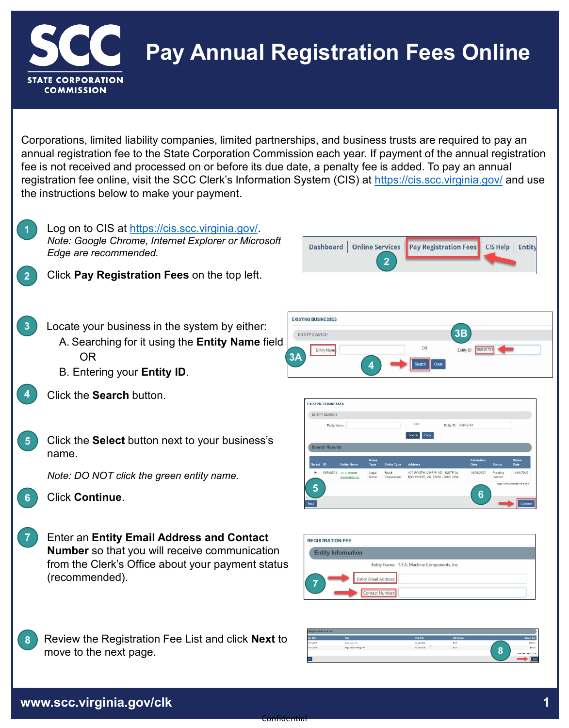# Pay Annual Registration Fees Online

Corporations, limited liability companies, limited partnerships, and business trusts are required to pay an annual registration fee to the State Corporation Commission each year. If payment of the annual registration fee is not received and processed on or before its due date, a penalty fee is added. To pay an annual registration fee online, visit the SCC Clerk's Information System (CIS) at https://cis.scc.virginia.gov/ and use the instructions below to make your payment.

1. Log on to CIS at https://cis.scc.virginia.gov/.
   *Note: Google Chrome, Internet Explorer or Microsoft Edge are recommended.*

2. Click **Pay Registration Fees** on the top left.

3. Locate your business in the system by either:
   A. Searching for it using the **Entity Name** field
   OR
   B. Entering your **Entity ID**.

4. Click the **Search** button.

5. Click the **Select** button next to your business's name.

   *Note: DO NOT click the green entity name.*

6. Click **Continue**.

7. Enter an **Entity Email Address and Contact Number** so that you will receive communication from the Clerk's Office about your payment status (recommended).

8. Review the Registration Fee List and click **Next** to move to the next page.

www.scc.virginia.gov/clk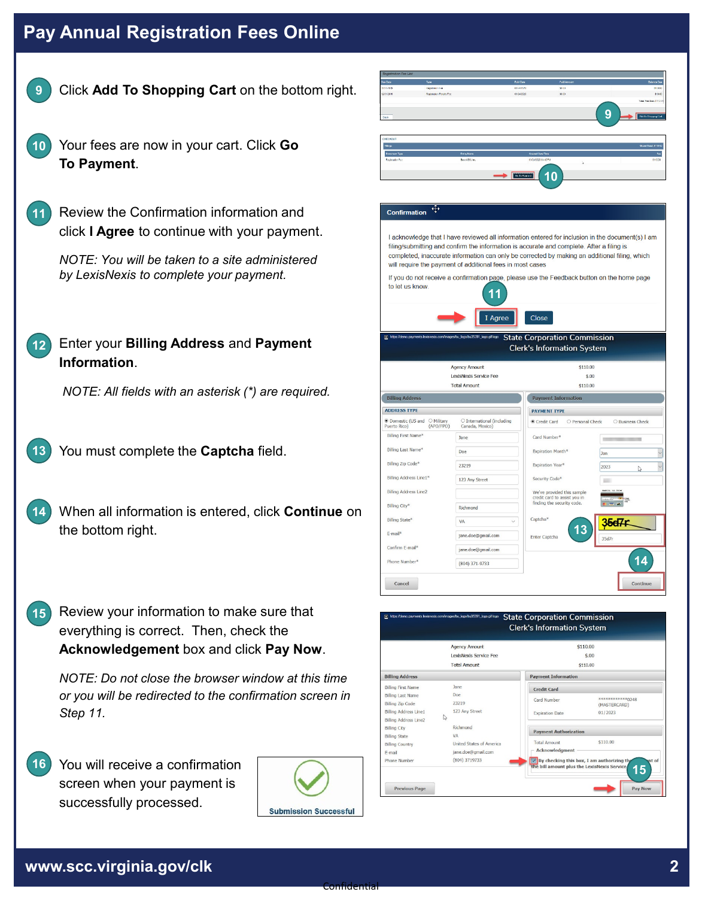# Pay Annual Registration Fees Online

9. Click **Add To Shopping Cart** on the bottom right.

10. Your fees are now in your cart. Click **Go To Payment**.

11. Review the Confirmation information and click **I Agree** to continue with your payment.

    *NOTE: You will be taken to a site administered by LexisNexis to complete your payment.*

12. Enter your **Billing Address** and **Payment Information**.

    *NOTE: All fields with an asterisk (*) are required.*

13. You must complete the **Captcha** field.

14. When all information is entered, click **Continue** on the bottom right.

15. Review your information to make sure that everything is correct. Then, check the **Acknowledgement** box and click **Pay Now**.

    *NOTE: Do not close the browser window at this time or you will be redirected to the confirmation screen in Step 11.*

16. You will receive a confirmation screen when your payment is successfully processed.

www.scc.virginia.gov/clk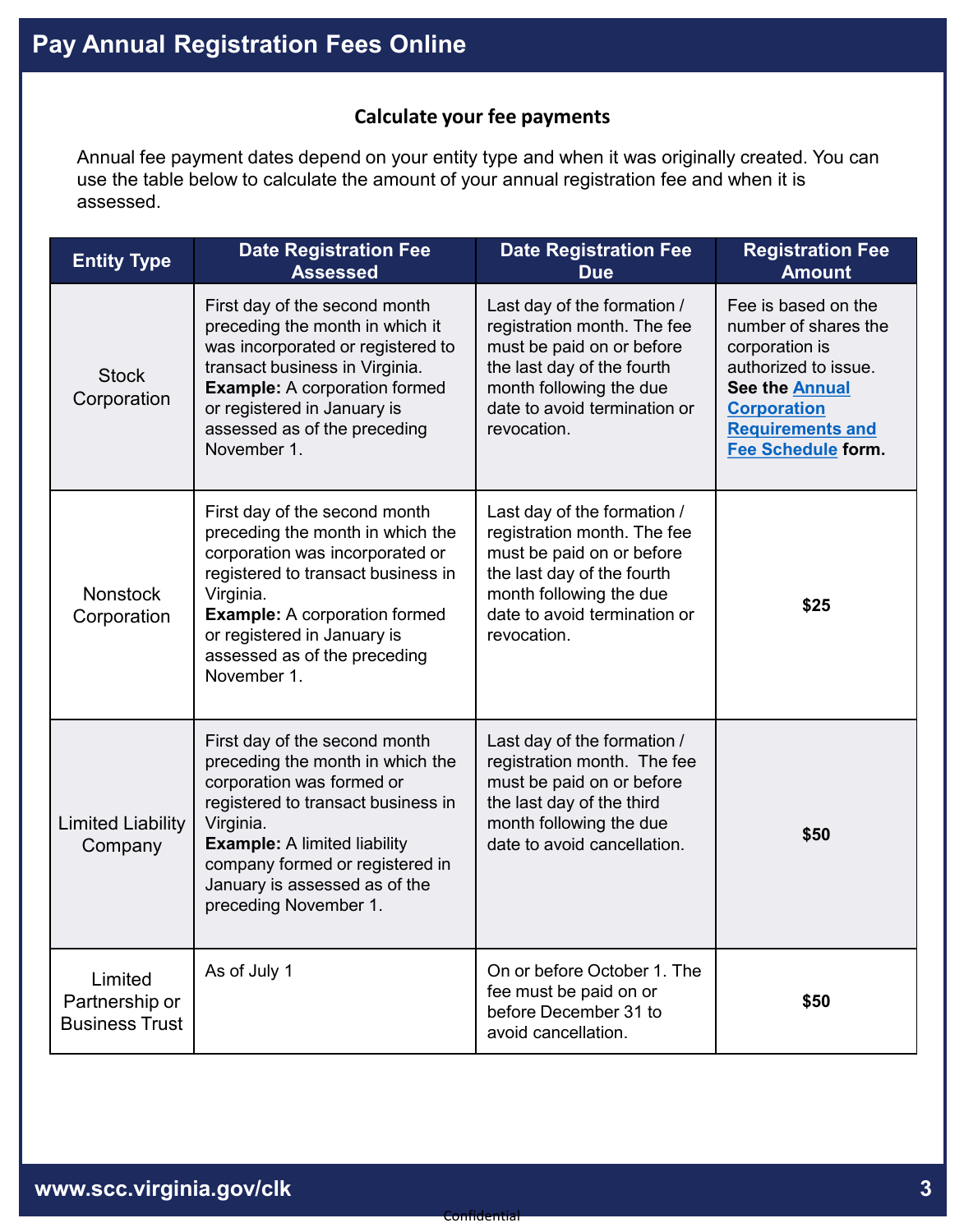# Pay Annual Registration Fees Online

### Calculate your fee payments

Annual fee payment dates depend on your entity type and when it was originally created. You can use the table below to calculate the amount of your annual registration fee and when it is assessed.

| Entity Type | Date Registration Fee Assessed | Date Registration Fee Due | Registration Fee Amount |
|---|---|---|---|
| Stock Corporation | First day of the second month preceding the month in which it was incorporated or registered to transact business in Virginia. **Example:** A corporation formed or registered in January is assessed as of the preceding November 1. | Last day of the formation / registration month. The fee must be paid on or before the last day of the fourth month following the due date to avoid termination or revocation. | Fee is based on the number of shares the corporation is authorized to issue. **See the Annual Corporation Requirements and Fee Schedule form.** |
| Nonstock Corporation | First day of the second month preceding the month in which the corporation was incorporated or registered to transact business in Virginia. **Example:** A corporation formed or registered in January is assessed as of the preceding November 1. | Last day of the formation / registration month. The fee must be paid on or before the last day of the fourth month following the due date to avoid termination or revocation. | **$25** |
| Limited Liability Company | First day of the second month preceding the month in which the corporation was formed or registered to transact business in Virginia. **Example:** A limited liability company formed or registered in January is assessed as of the preceding November 1. | Last day of the formation / registration month. The fee must be paid on or before the last day of the third month following the due date to avoid cancellation. | **$50** |
| Limited Partnership or Business Trust | As of July 1 | On or before October 1. The fee must be paid on or before December 31 to avoid cancellation. | **$50** |

www.scc.virginia.gov/clk